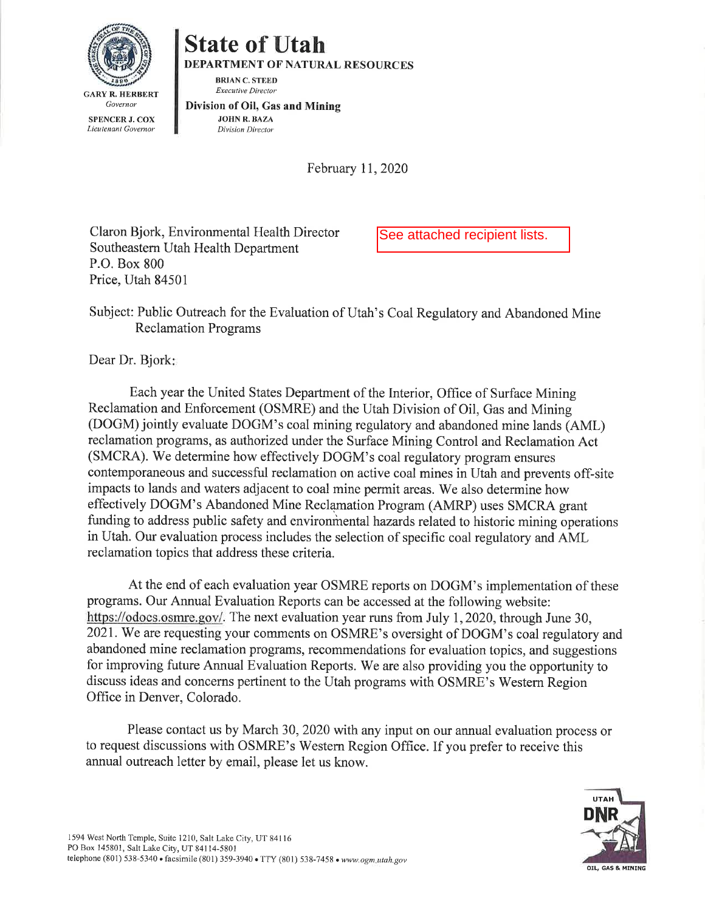GARY R. HERBERT
*Governor*

SPENCER J. COX
*Lieutenant Governor*

# State of Utah

**DEPARTMENT OF NATURAL RESOURCES**

BRIAN C. STEED
*Executive Director*

**Division of Oil, Gas and Mining**

JOHN R. BAZA
*Division Director*

February 11, 2020

Claron Bjork, Environmental Health Director
Southeastern Utah Health Department
P.O. Box 800
Price, Utah 84501

See attached recipient lists.

Subject: Public Outreach for the Evaluation of Utah's Coal Regulatory and Abandoned Mine Reclamation Programs

Dear Dr. Bjork:

Each year the United States Department of the Interior, Office of Surface Mining Reclamation and Enforcement (OSMRE) and the Utah Division of Oil, Gas and Mining (DOGM) jointly evaluate DOGM's coal mining regulatory and abandoned mine lands (AML) reclamation programs, as authorized under the Surface Mining Control and Reclamation Act (SMCRA). We determine how effectively DOGM's coal regulatory program ensures contemporaneous and successful reclamation on active coal mines in Utah and prevents off-site impacts to lands and waters adjacent to coal mine permit areas. We also determine how effectively DOGM's Abandoned Mine Reclamation Program (AMRP) uses SMCRA grant funding to address public safety and environmental hazards related to historic mining operations in Utah. Our evaluation process includes the selection of specific coal regulatory and AML reclamation topics that address these criteria.

At the end of each evaluation year OSMRE reports on DOGM's implementation of these programs. Our Annual Evaluation Reports can be accessed at the following website: https://odocs.osmre.gov/. The next evaluation year runs from July 1, 2020, through June 30, 2021. We are requesting your comments on OSMRE's oversight of DOGM's coal regulatory and abandoned mine reclamation programs, recommendations for evaluation topics, and suggestions for improving future Annual Evaluation Reports. We are also providing you the opportunity to discuss ideas and concerns pertinent to the Utah programs with OSMRE's Western Region Office in Denver, Colorado.

Please contact us by March 30, 2020 with any input on our annual evaluation process or to request discussions with OSMRE's Western Region Office. If you prefer to receive this annual outreach letter by email, please let us know.

1594 West North Temple, Suite 1210, Salt Lake City, UT 84116
PO Box 145801, Salt Lake City, UT 84114-5801
telephone (801) 538-5340 • facsimile (801) 359-3940 • TTY (801) 538-7458 • *www.ogm.utah.gov*

UTAH DNR OIL, GAS & MINING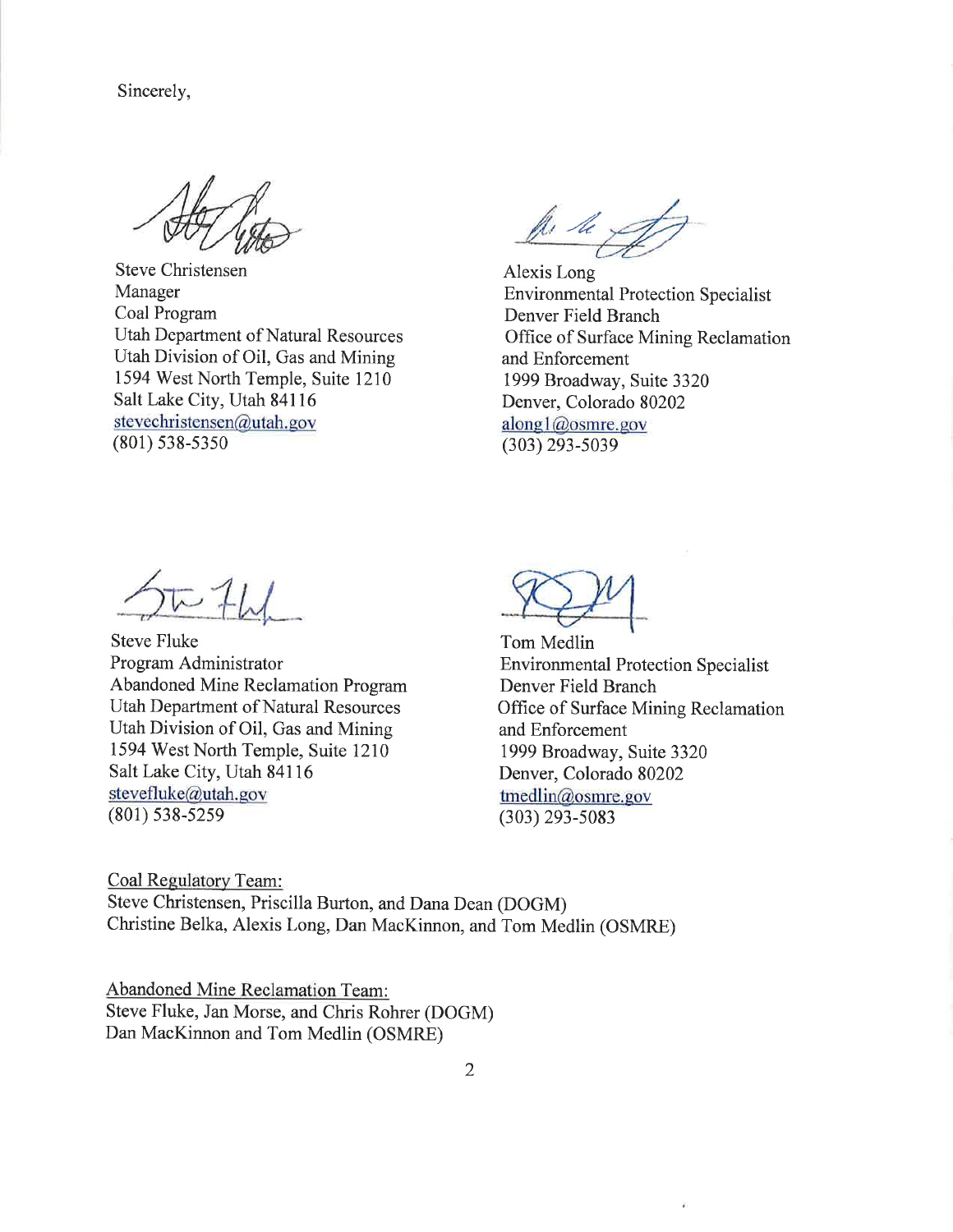Sincerely,

Steve Christensen
Manager
Coal Program
Utah Department of Natural Resources
Utah Division of Oil, Gas and Mining
1594 West North Temple, Suite 1210
Salt Lake City, Utah 84116
stevechristensen@utah.gov
(801) 538-5350

Alexis Long
Environmental Protection Specialist
Denver Field Branch
Office of Surface Mining Reclamation and Enforcement
1999 Broadway, Suite 3320
Denver, Colorado 80202
along1@osmre.gov
(303) 293-5039

Steve Fluke
Program Administrator
Abandoned Mine Reclamation Program
Utah Department of Natural Resources
Utah Division of Oil, Gas and Mining
1594 West North Temple, Suite 1210
Salt Lake City, Utah 84116
stevefluke@utah.gov
(801) 538-5259

Tom Medlin
Environmental Protection Specialist
Denver Field Branch
Office of Surface Mining Reclamation and Enforcement
1999 Broadway, Suite 3320
Denver, Colorado 80202
tmedlin@osmre.gov
(303) 293-5083

Coal Regulatory Team:
Steve Christensen, Priscilla Burton, and Dana Dean (DOGM)
Christine Belka, Alexis Long, Dan MacKinnon, and Tom Medlin (OSMRE)

Abandoned Mine Reclamation Team:
Steve Fluke, Jan Morse, and Chris Rohrer (DOGM)
Dan MacKinnon and Tom Medlin (OSMRE)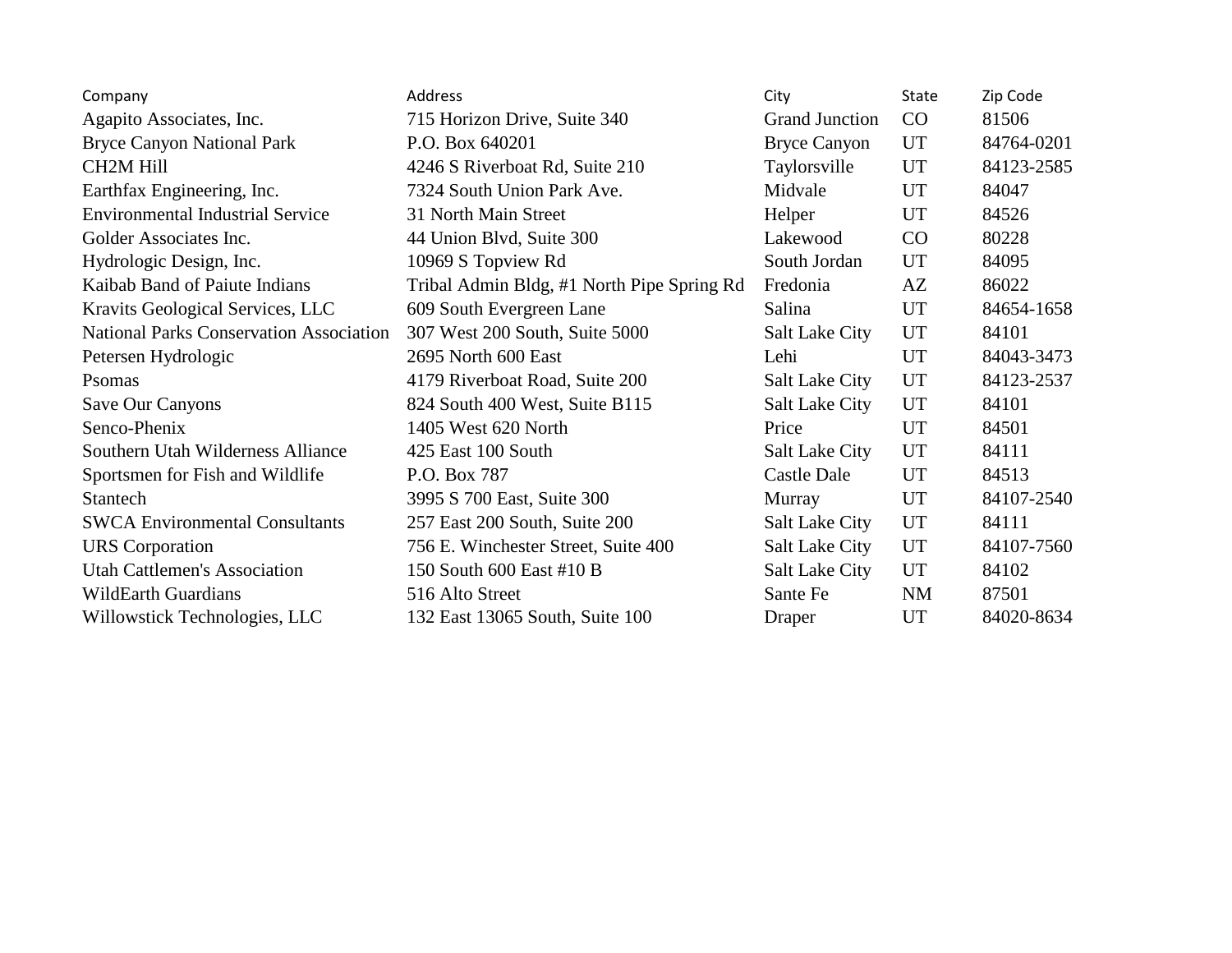| Company | Address | City | State | Zip Code |
| --- | --- | --- | --- | --- |
| Agapito Associates, Inc. | 715 Horizon Drive, Suite 340 | Grand Junction | CO | 81506 |
| Bryce Canyon National Park | P.O. Box 640201 | Bryce Canyon | UT | 84764-0201 |
| CH2M Hill | 4246 S Riverboat Rd, Suite 210 | Taylorsville | UT | 84123-2585 |
| Earthfax Engineering, Inc. | 7324 South Union Park Ave. | Midvale | UT | 84047 |
| Environmental Industrial Service | 31 North Main Street | Helper | UT | 84526 |
| Golder Associates Inc. | 44 Union Blvd, Suite 300 | Lakewood | CO | 80228 |
| Hydrologic Design, Inc. | 10969 S Topview Rd | South Jordan | UT | 84095 |
| Kaibab Band of Paiute Indians | Tribal Admin Bldg, #1 North Pipe Spring Rd | Fredonia | AZ | 86022 |
| Kravits Geological Services, LLC | 609 South Evergreen Lane | Salina | UT | 84654-1658 |
| National Parks Conservation Association | 307 West 200 South, Suite 5000 | Salt Lake City | UT | 84101 |
| Petersen Hydrologic | 2695 North 600 East | Lehi | UT | 84043-3473 |
| Psomas | 4179 Riverboat Road, Suite 200 | Salt Lake City | UT | 84123-2537 |
| Save Our Canyons | 824 South 400 West, Suite B115 | Salt Lake City | UT | 84101 |
| Senco-Phenix | 1405 West 620 North | Price | UT | 84501 |
| Southern Utah Wilderness Alliance | 425 East 100 South | Salt Lake City | UT | 84111 |
| Sportsmen for Fish and Wildlife | P.O. Box 787 | Castle Dale | UT | 84513 |
| Stantech | 3995 S 700 East, Suite 300 | Murray | UT | 84107-2540 |
| SWCA Environmental Consultants | 257 East 200 South, Suite 200 | Salt Lake City | UT | 84111 |
| URS Corporation | 756 E. Winchester Street, Suite 400 | Salt Lake City | UT | 84107-7560 |
| Utah Cattlemen's Association | 150 South 600 East #10 B | Salt Lake City | UT | 84102 |
| WildEarth Guardians | 516 Alto Street | Sante Fe | NM | 87501 |
| Willowstick Technologies, LLC | 132 East 13065 South, Suite 100 | Draper | UT | 84020-8634 |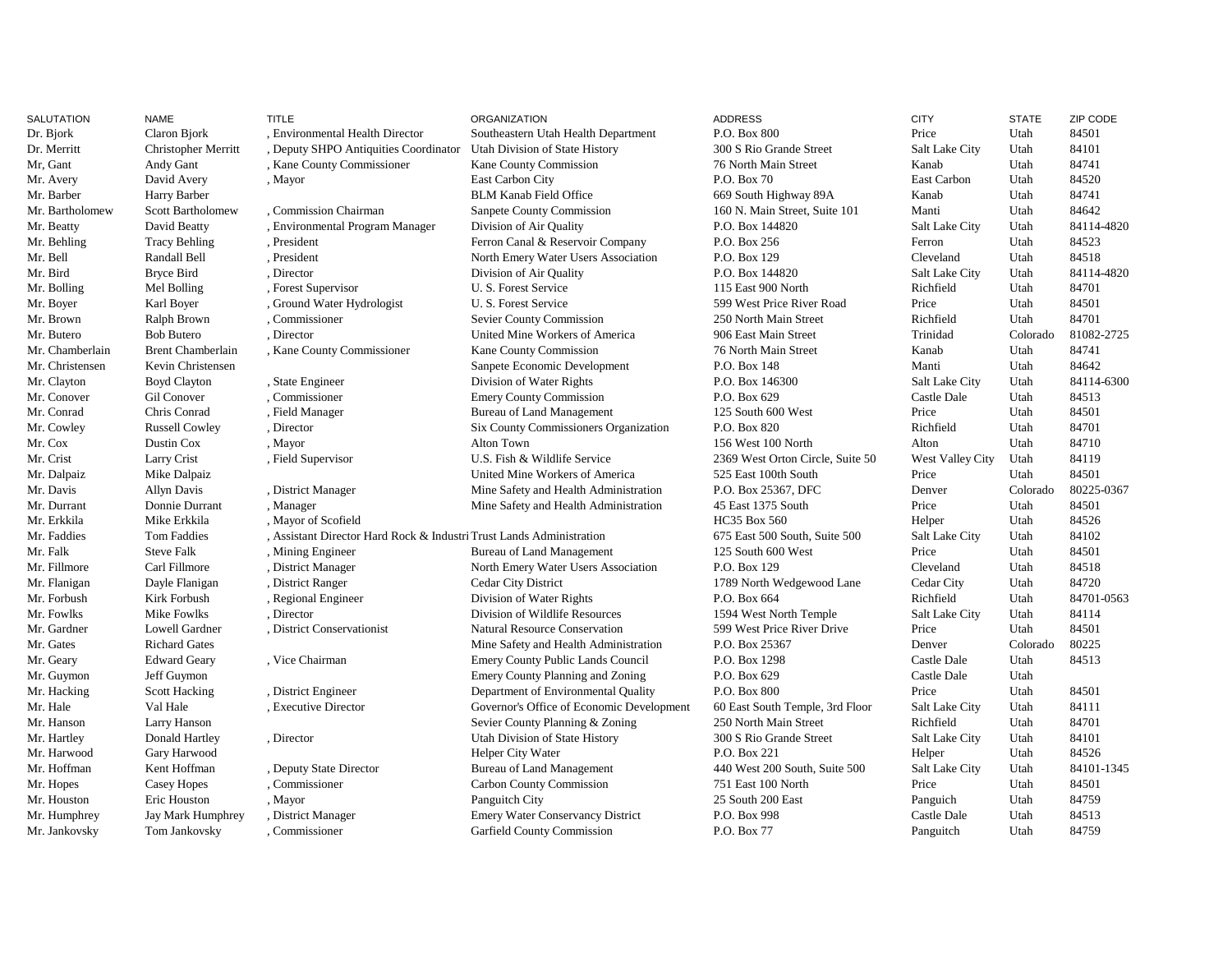| SALUTATION | NAME | TITLE | ORGANIZATION | ADDRESS | CITY | STATE | ZIP CODE |
|---|---|---|---|---|---|---|---|
| Dr. Bjork | Claron Bjork | , Environmental Health Director | Southeastern Utah Health Department | P.O. Box 800 | Price | Utah | 84501 |
| Dr. Merritt | Christopher Merritt | , Deputy SHPO Antiquities Coordinator | Utah Division of State History | 300 S Rio Grande Street | Salt Lake City | Utah | 84101 |
| Mr, Gant | Andy Gant | , Kane County Commissioner | Kane County Commission | 76 North Main Street | Kanab | Utah | 84741 |
| Mr. Avery | David Avery | , Mayor | East Carbon City | P.O. Box 70 | East Carbon | Utah | 84520 |
| Mr. Barber | Harry Barber | | BLM Kanab Field Office | 669 South Highway 89A | Kanab | Utah | 84741 |
| Mr. Bartholomew | Scott Bartholomew | , Commission Chairman | Sanpete County Commission | 160 N. Main Street, Suite 101 | Manti | Utah | 84642 |
| Mr. Beatty | David Beatty | , Environmental Program Manager | Division of Air Quality | P.O. Box 144820 | Salt Lake City | Utah | 84114-4820 |
| Mr. Behling | Tracy Behling | , President | Ferron Canal & Reservoir Company | P.O. Box 256 | Ferron | Utah | 84523 |
| Mr. Bell | Randall Bell | , President | North Emery Water Users Association | P.O. Box 129 | Cleveland | Utah | 84518 |
| Mr. Bird | Bryce Bird | , Director | Division of Air Quality | P.O. Box 144820 | Salt Lake City | Utah | 84114-4820 |
| Mr. Bolling | Mel Bolling | , Forest Supervisor | U. S. Forest Service | 115 East 900 North | Richfield | Utah | 84701 |
| Mr. Boyer | Karl Boyer | , Ground Water Hydrologist | U. S. Forest Service | 599 West Price River Road | Price | Utah | 84501 |
| Mr. Brown | Ralph Brown | , Commissioner | Sevier County Commission | 250 North Main Street | Richfield | Utah | 84701 |
| Mr. Butero | Bob Butero | , Director | United Mine Workers of America | 906 East Main Street | Trinidad | Colorado | 81082-2725 |
| Mr. Chamberlain | Brent Chamberlain | , Kane County Commissioner | Kane County Commission | 76 North Main Street | Kanab | Utah | 84741 |
| Mr. Christensen | Kevin Christensen | | Sanpete Economic Development | P.O. Box 148 | Manti | Utah | 84642 |
| Mr. Clayton | Boyd Clayton | , State Engineer | Division of Water Rights | P.O. Box 146300 | Salt Lake City | Utah | 84114-6300 |
| Mr. Conover | Gil Conover | , Commissioner | Emery County Commission | P.O. Box 629 | Castle Dale | Utah | 84513 |
| Mr. Conrad | Chris Conrad | , Field Manager | Bureau of Land Management | 125 South 600 West | Price | Utah | 84501 |
| Mr. Cowley | Russell Cowley | , Director | Six County Commissioners Organization | P.O. Box 820 | Richfield | Utah | 84701 |
| Mr. Cox | Dustin Cox | , Mayor | Alton Town | 156 West 100 North | Alton | Utah | 84710 |
| Mr. Crist | Larry Crist | , Field Supervisor | U.S. Fish & Wildlife Service | 2369 West Orton Circle, Suite 50 | West Valley City | Utah | 84119 |
| Mr. Dalpaiz | Mike Dalpaiz | | United Mine Workers of America | 525 East 100th South | Price | Utah | 84501 |
| Mr. Davis | Allyn Davis | , District Manager | Mine Safety and Health Administration | P.O. Box 25367, DFC | Denver | Colorado | 80225-0367 |
| Mr. Durrant | Donnie Durrant | , Manager | Mine Safety and Health Administration | 45 East 1375 South | Price | Utah | 84501 |
| Mr. Erkkila | Mike Erkkila | , Mayor of Scofield | | HC35 Box 560 | Helper | Utah | 84526 |
| Mr. Faddies | Tom Faddies | , Assistant Director Hard Rock & Industri | Trust Lands Administration | 675 East 500 South, Suite 500 | Salt Lake City | Utah | 84102 |
| Mr. Falk | Steve Falk | , Mining Engineer | Bureau of Land Management | 125 South 600 West | Price | Utah | 84501 |
| Mr. Fillmore | Carl Fillmore | , District Manager | North Emery Water Users Association | P.O. Box 129 | Cleveland | Utah | 84518 |
| Mr. Flanigan | Dayle Flanigan | , District Ranger | Cedar City District | 1789 North Wedgewood Lane | Cedar City | Utah | 84720 |
| Mr. Forbush | Kirk Forbush | , Regional Engineer | Division of Water Rights | P.O. Box 664 | Richfield | Utah | 84701-0563 |
| Mr. Fowlks | Mike Fowlks | , Director | Division of Wildlife Resources | 1594 West North Temple | Salt Lake City | Utah | 84114 |
| Mr. Gardner | Lowell Gardner | , District Conservationist | Natural Resource Conservation | 599 West Price River Drive | Price | Utah | 84501 |
| Mr. Gates | Richard Gates | | Mine Safety and Health Administration | P.O. Box 25367 | Denver | Colorado | 80225 |
| Mr. Geary | Edward Geary | , Vice Chairman | Emery County Public Lands Council | P.O. Box 1298 | Castle Dale | Utah | 84513 |
| Mr. Guymon | Jeff Guymon | | Emery County Planning and Zoning | P.O. Box 629 | Castle Dale | Utah | |
| Mr. Hacking | Scott Hacking | , District Engineer | Department of Environmental Quality | P.O. Box 800 | Price | Utah | 84501 |
| Mr. Hale | Val Hale | , Executive Director | Governor's Office of Economic Development | 60 East South Temple, 3rd Floor | Salt Lake City | Utah | 84111 |
| Mr. Hanson | Larry Hanson | | Sevier County Planning & Zoning | 250 North Main Street | Richfield | Utah | 84701 |
| Mr. Hartley | Donald Hartley | , Director | Utah Division of State History | 300 S Rio Grande Street | Salt Lake City | Utah | 84101 |
| Mr. Harwood | Gary Harwood | | Helper City Water | P.O. Box 221 | Helper | Utah | 84526 |
| Mr. Hoffman | Kent Hoffman | , Deputy State Director | Bureau of Land Management | 440 West 200 South, Suite 500 | Salt Lake City | Utah | 84101-1345 |
| Mr. Hopes | Casey Hopes | , Commissioner | Carbon County Commission | 751 East 100 North | Price | Utah | 84501 |
| Mr. Houston | Eric Houston | , Mayor | Panguitch City | 25 South 200 East | Panguich | Utah | 84759 |
| Mr. Humphrey | Jay Mark Humphrey | , District Manager | Emery Water Conservancy District | P.O. Box 998 | Castle Dale | Utah | 84513 |
| Mr. Jankovsky | Tom Jankovsky | , Commissioner | Garfield County Commission | P.O. Box 77 | Panguitch | Utah | 84759 |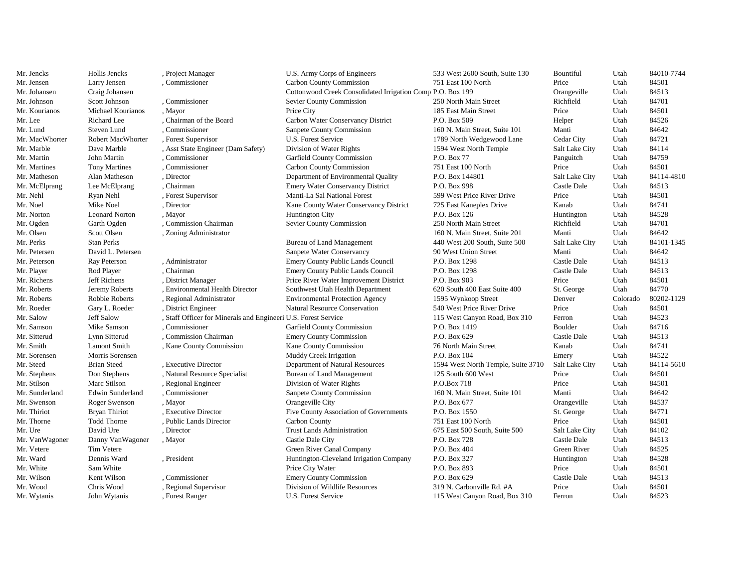| | | | | | | | |
|---|---|---|---|---|---|---|---|
| Mr. Jencks | Hollis Jencks | , Project Manager | U.S. Army Corps of Engineers | 533 West 2600 South, Suite 130 | Bountiful | Utah | 84010-7744 |
| Mr. Jensen | Larry Jensen | , Commissioner | Carbon County Commission | 751 East 100 North | Price | Utah | 84501 |
| Mr. Johansen | Craig Johansen | | Cottonwood Creek Consolidated Irrigation Comp | P.O. Box 199 | Orangeville | Utah | 84513 |
| Mr. Johnson | Scott Johnson | , Commissioner | Sevier County Commission | 250 North Main Street | Richfield | Utah | 84701 |
| Mr. Kourianos | Michael Kourianos | , Mayor | Price City | 185 East Main Street | Price | Utah | 84501 |
| Mr. Lee | Richard Lee | , Chairman of the Board | Carbon Water Conservancy District | P.O. Box 509 | Helper | Utah | 84526 |
| Mr. Lund | Steven Lund | , Commissioner | Sanpete County Commission | 160 N. Main Street, Suite 101 | Manti | Utah | 84642 |
| Mr. MacWhorter | Robert MacWhorter | , Forest Supervisor | U.S. Forest Service | 1789 North Wedgewood Lane | Cedar City | Utah | 84721 |
| Mr. Marble | Dave Marble | , Asst State Engineer (Dam Safety) | Division of Water Rights | 1594 West North Temple | Salt Lake City | Utah | 84114 |
| Mr. Martin | John Martin | , Commissioner | Garfield County Commission | P.O. Box 77 | Panguitch | Utah | 84759 |
| Mr. Martines | Tony Martines | , Commissioner | Carbon County Commission | 751 East 100 North | Price | Utah | 84501 |
| Mr. Matheson | Alan Matheson | , Director | Department of Environmental Quality | P.O. Box 144801 | Salt Lake City | Utah | 84114-4810 |
| Mr. McElprang | Lee McElprang | , Chairman | Emery Water Conservancy District | P.O. Box 998 | Castle Dale | Utah | 84513 |
| Mr. Nehl | Ryan Nehl | , Forest Supervisor | Manti-La Sal National Forest | 599 West Price River Drive | Price | Utah | 84501 |
| Mr. Noel | Mike Noel | , Director | Kane County Water Conservancy District | 725 East Kaneplex Drive | Kanab | Utah | 84741 |
| Mr. Norton | Leonard Norton | , Mayor | Huntington City | P.O. Box 126 | Huntington | Utah | 84528 |
| Mr. Ogden | Garth Ogden | , Commission Chairman | Sevier County Commission | 250 North Main Street | Richfield | Utah | 84701 |
| Mr. Olsen | Scott Olsen | , Zoning Administrator | | 160 N. Main Street, Suite 201 | Manti | Utah | 84642 |
| Mr. Perks | Stan Perks | | Bureau of Land Management | 440 West 200 South, Suite 500 | Salt Lake City | Utah | 84101-1345 |
| Mr. Petersen | David L. Petersen | | Sanpete Water Conservancy | 90 West Union Street | Manti | Utah | 84642 |
| Mr. Peterson | Ray Peterson | , Administrator | Emery County Public Lands Council | P.O. Box 1298 | Castle Dale | Utah | 84513 |
| Mr. Player | Rod Player | , Chairman | Emery County Public Lands Council | P.O. Box 1298 | Castle Dale | Utah | 84513 |
| Mr. Richens | Jeff Richens | , District Manager | Price River Water Improvement District | P.O. Box 903 | Price | Utah | 84501 |
| Mr. Roberts | Jeremy Roberts | , Environmental Health Director | Southwest Utah Health Department | 620 South 400 East Suite 400 | St. George | Utah | 84770 |
| Mr. Roberts | Robbie Roberts | , Regional Administrator | Environmental Protection Agency | 1595 Wynkoop Street | Denver | Colorado | 80202-1129 |
| Mr. Roeder | Gary L. Roeder | , District Engineer | Natural Resource Conservation | 540 West Price River Drive | Price | Utah | 84501 |
| Mr. Salow | Jeff Salow | , Staff Officer for Minerals and Engineeri | U.S. Forest Service | 115 West Canyon Road, Box 310 | Ferron | Utah | 84523 |
| Mr. Samson | Mike Samson | , Commissioner | Garfield County Commission | P.O. Box 1419 | Boulder | Utah | 84716 |
| Mr. Sitterud | Lynn Sitterud | , Commission Chairman | Emery County Commission | P.O. Box 629 | Castle Dale | Utah | 84513 |
| Mr. Smith | Lamont Smith | , Kane County Commission | Kane County Commission | 76 North Main Street | Kanab | Utah | 84741 |
| Mr. Sorensen | Morris Sorensen | | Muddy Creek Irrigation | P.O. Box 104 | Emery | Utah | 84522 |
| Mr. Steed | Brian Steed | , Executive Director | Department of Natural Resources | 1594 West North Temple, Suite 3710 | Salt Lake City | Utah | 84114-5610 |
| Mr. Stephens | Don Stephens | , Natural Resource Specialist | Bureau of Land Management | 125 South 600 West | Price | Utah | 84501 |
| Mr. Stilson | Marc Stilson | , Regional Engineer | Division of Water Rights | P.O.Box 718 | Price | Utah | 84501 |
| Mr. Sunderland | Edwin Sunderland | , Commissioner | Sanpete County Commission | 160 N. Main Street, Suite 101 | Manti | Utah | 84642 |
| Mr. Swenson | Roger Swenson | , Mayor | Orangeville City | P.O. Box 677 | Orangeville | Utah | 84537 |
| Mr. Thiriot | Bryan Thiriot | , Executive Director | Five County Association of Governments | P.O. Box 1550 | St. George | Utah | 84771 |
| Mr. Thorne | Todd Thorne | , Public Lands Director | Carbon County | 751 East 100 North | Price | Utah | 84501 |
| Mr. Ure | David Ure | , Director | Trust Lands Administration | 675 East 500 South, Suite 500 | Salt Lake City | Utah | 84102 |
| Mr. VanWagoner | Danny VanWagoner | , Mayor | Castle Dale City | P.O. Box 728 | Castle Dale | Utah | 84513 |
| Mr. Vetere | Tim Vetere | | Green River Canal Company | P.O. Box 404 | Green River | Utah | 84525 |
| Mr. Ward | Dennis Ward | , President | Huntington-Cleveland Irrigation Company | P.O. Box 327 | Huntington | Utah | 84528 |
| Mr. White | Sam White | | Price City Water | P.O. Box 893 | Price | Utah | 84501 |
| Mr. Wilson | Kent Wilson | , Commissioner | Emery County Commission | P.O. Box 629 | Castle Dale | Utah | 84513 |
| Mr. Wood | Chris Wood | , Regional Supervisor | Division of Wildlife Resources | 319 N. Carbonville Rd. #A | Price | Utah | 84501 |
| Mr. Wytanis | John Wytanis | , Forest Ranger | U.S. Forest Service | 115 West Canyon Road, Box 310 | Ferron | Utah | 84523 |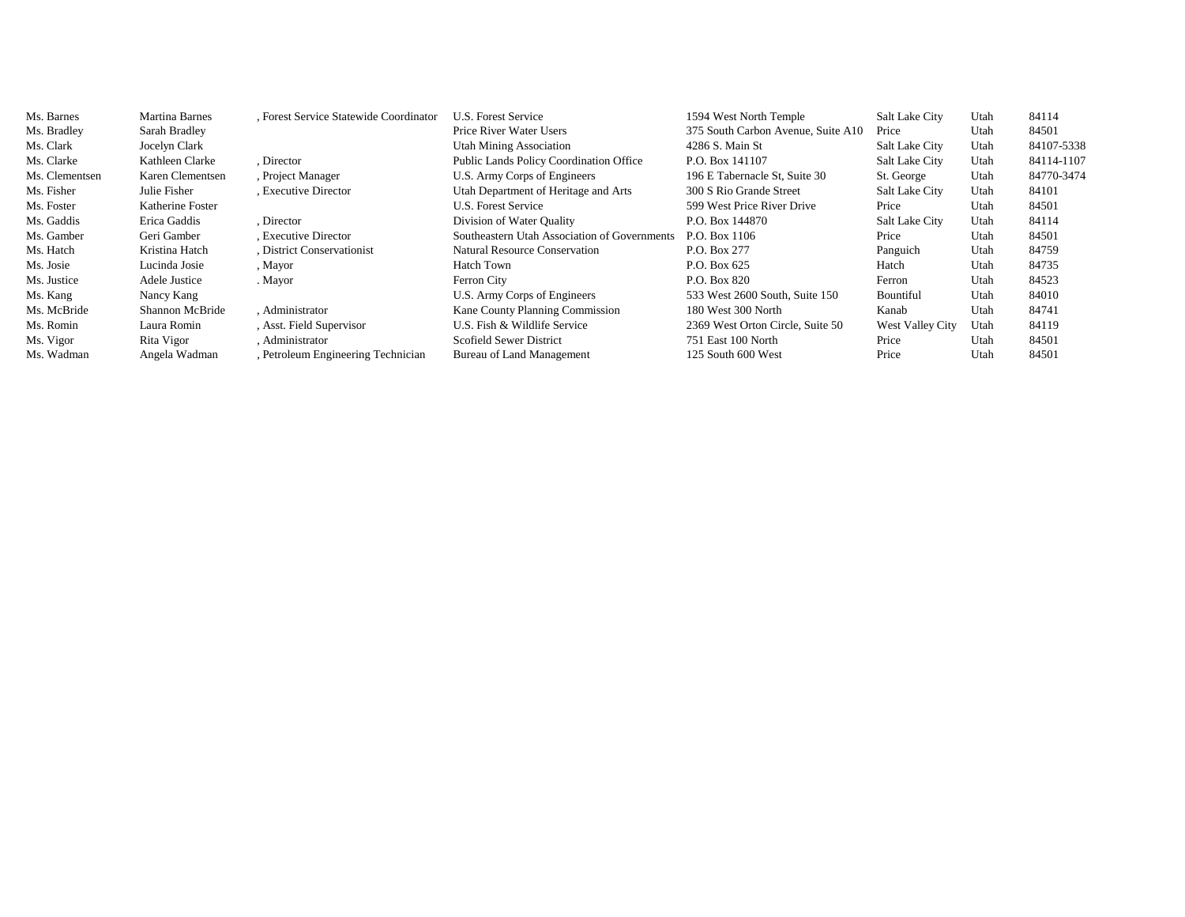| | | | | | | | |
|---|---|---|---|---|---|---|---|
| Ms. Barnes | Martina Barnes | , Forest Service Statewide Coordinator | U.S. Forest Service | 1594 West North Temple | Salt Lake City | Utah | 84114 |
| Ms. Bradley | Sarah Bradley | | Price River Water Users | 375 South Carbon Avenue, Suite A10 | Price | Utah | 84501 |
| Ms. Clark | Jocelyn Clark | | Utah Mining Association | 4286 S. Main St | Salt Lake City | Utah | 84107-5338 |
| Ms. Clarke | Kathleen Clarke | , Director | Public Lands Policy Coordination Office | P.O. Box 141107 | Salt Lake City | Utah | 84114-1107 |
| Ms. Clementsen | Karen Clementsen | , Project Manager | U.S. Army Corps of Engineers | 196 E Tabernacle St, Suite 30 | St. George | Utah | 84770-3474 |
| Ms. Fisher | Julie Fisher | , Executive Director | Utah Department of Heritage and Arts | 300 S Rio Grande Street | Salt Lake City | Utah | 84101 |
| Ms. Foster | Katherine Foster | | U.S. Forest Service | 599 West Price River Drive | Price | Utah | 84501 |
| Ms. Gaddis | Erica Gaddis | , Director | Division of Water Quality | P.O. Box 144870 | Salt Lake City | Utah | 84114 |
| Ms. Gamber | Geri Gamber | , Executive Director | Southeastern Utah Association of Governments | P.O. Box 1106 | Price | Utah | 84501 |
| Ms. Hatch | Kristina Hatch | , District Conservationist | Natural Resource Conservation | P.O. Box 277 | Panguich | Utah | 84759 |
| Ms. Josie | Lucinda Josie | , Mayor | Hatch Town | P.O. Box 625 | Hatch | Utah | 84735 |
| Ms. Justice | Adele Justice | . Mayor | Ferron City | P.O. Box 820 | Ferron | Utah | 84523 |
| Ms. Kang | Nancy Kang | | U.S. Army Corps of Engineers | 533 West 2600 South, Suite 150 | Bountiful | Utah | 84010 |
| Ms. McBride | Shannon McBride | , Administrator | Kane County Planning Commission | 180 West 300 North | Kanab | Utah | 84741 |
| Ms. Romin | Laura Romin | , Asst. Field Supervisor | U.S. Fish & Wildlife Service | 2369 West Orton Circle, Suite 50 | West Valley City | Utah | 84119 |
| Ms. Vigor | Rita Vigor | , Administrator | Scofield Sewer District | 751 East 100 North | Price | Utah | 84501 |
| Ms. Wadman | Angela Wadman | , Petroleum Engineering Technician | Bureau of Land Management | 125 South 600 West | Price | Utah | 84501 |